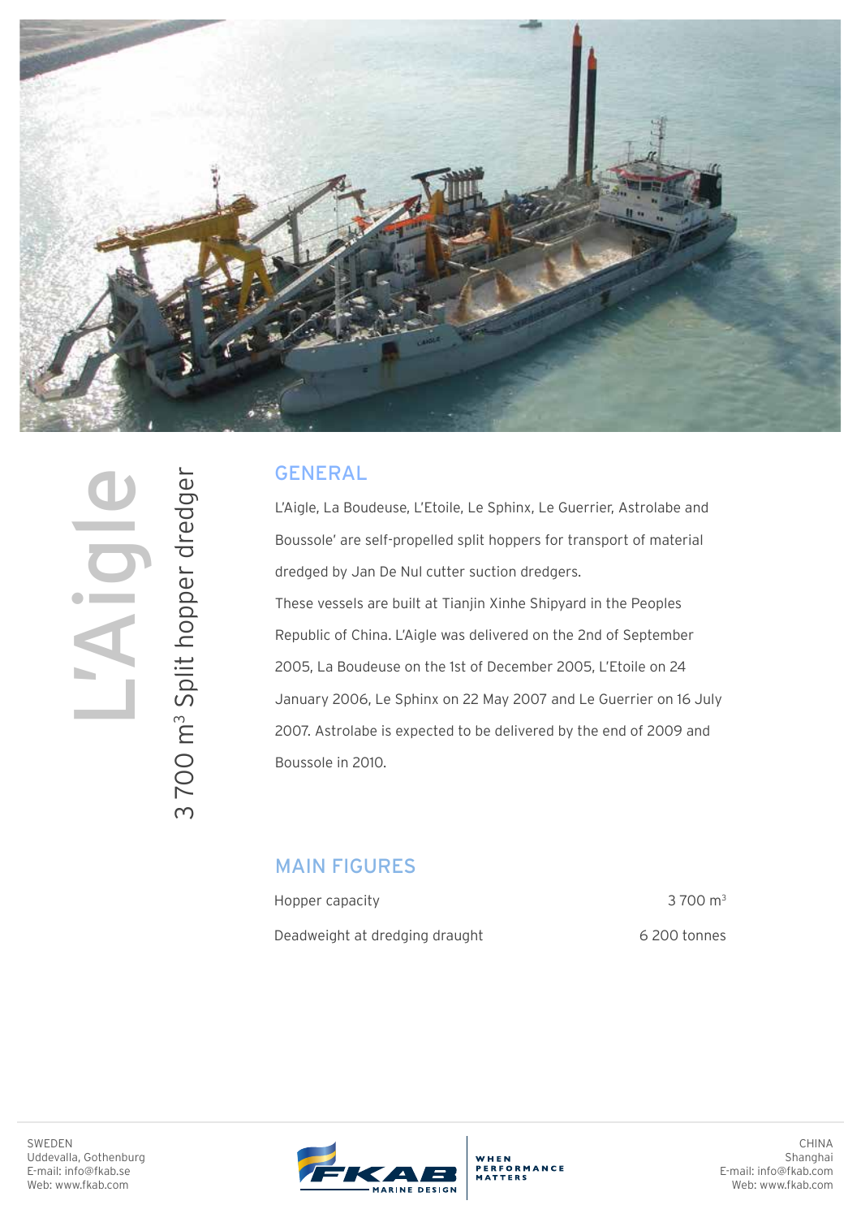# L'Aigle

## 3 700 m$^3$ Split hopper dredger

## GENERAL

L'Aigle, La Boudeuse, L'Etoile, Le Sphinx, Le Guerrier, Astrolabe and Boussole' are self-propelled split hoppers for transport of material dredged by Jan De Nul cutter suction dredgers.

These vessels are built at Tianjin Xinhe Shipyard in the Peoples Republic of China. L'Aigle was delivered on the 2nd of September 2005, La Boudeuse on the 1st of December 2005, L'Etoile on 24 January 2006, Le Sphinx on 22 May 2007 and Le Guerrier on 16 July 2007. Astrolabe is expected to be delivered by the end of 2009 and Boussole in 2010.

## MAIN FIGURES

| | |
|---|---|
| Hopper capacity | 3 700 m$^3$ |
| Deadweight at dredging draught | 6 200 tonnes |

SWEDEN
Uddevalla, Gothenburg
E-mail: info@fkab.se
Web: www.fkab.com

FKAB MARINE DESIGN — WHEN PERFORMANCE MATTERS

CHINA
Shanghai
E-mail: info@fkab.com
Web: www.fkab.com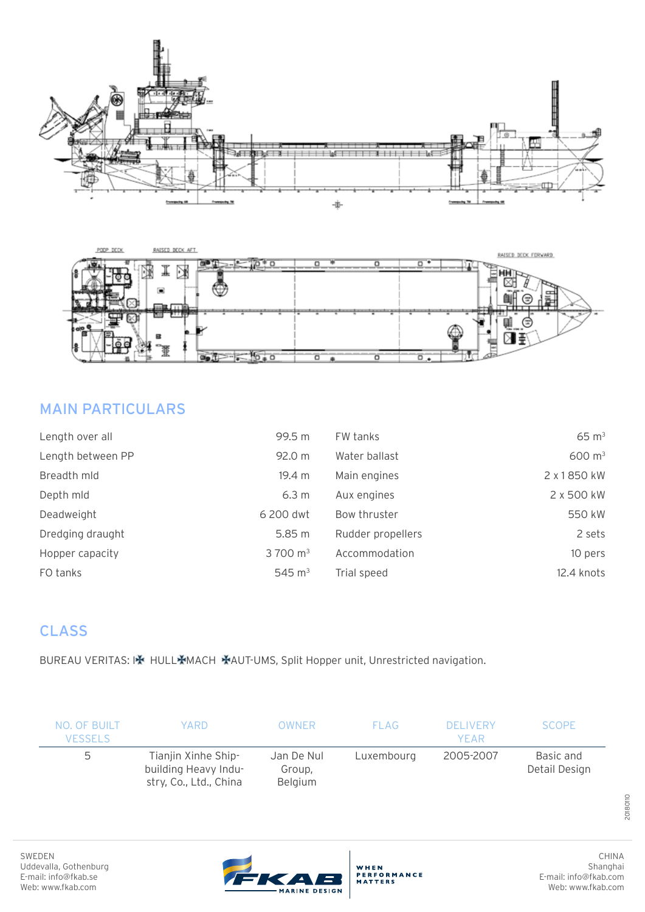## MAIN PARTICULARS

| | | | |
|---|---|---|---|
| Length over all | 99.5 m | FW tanks | 65 m³ |
| Length between PP | 92.0 m | Water ballast | 600 m³ |
| Breadth mld | 19.4 m | Main engines | 2 x 1 850 kW |
| Depth mld | 6.3 m | Aux engines | 2 x 500 kW |
| Deadweight | 6 200 dwt | Bow thruster | 550 kW |
| Dredging draught | 5.85 m | Rudder propellers | 2 sets |
| Hopper capacity | 3 700 m³ | Accommodation | 10 pers |
| FO tanks | 545 m³ | Trial speed | 12.4 knots |

## CLASS

BUREAU VERITAS: I✠ HULL✠MACH ✠AUT-UMS, Split Hopper unit, Unrestricted navigation.

| NO. OF BUILT VESSELS | YARD | OWNER | FLAG | DELIVERY YEAR | SCOPE |
|---|---|---|---|---|---|
| 5 | Tianjin Xinhe Shipbuilding Heavy Industry, Co., Ltd., China | Jan De Nul Group, Belgium | Luxembourg | 2005-2007 | Basic and Detail Design |

20180110

SWEDEN
Uddevalla, Gothenburg
E-mail: info@fkab.se
Web: www.fkab.com

FKAB MARINE DESIGN — WHEN PERFORMANCE MATTERS

CHINA
Shanghai
E-mail: info@fkab.com
Web: www.fkab.com